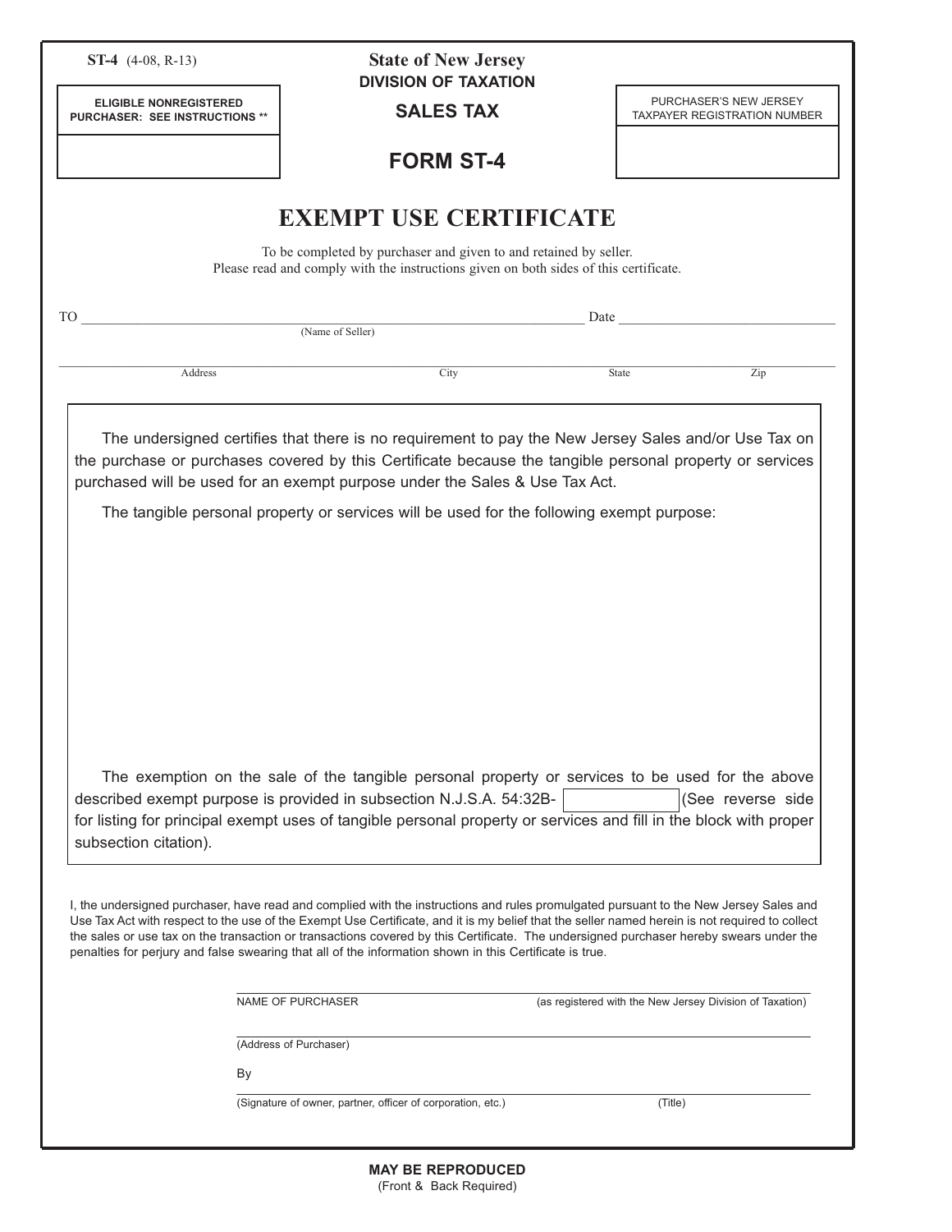**ST-4** (4-08, R-13)

**State of New Jersey**
**DIVISION OF TAXATION**

**SALES TAX**

**FORM ST-4**

| **ELIGIBLE NONREGISTERED PURCHASER: SEE INSTRUCTIONS \*\*** |
| --- |
| |

| PURCHASER'S NEW JERSEY TAXPAYER REGISTRATION NUMBER |
| --- |
| |

# EXEMPT USE CERTIFICATE

To be completed by purchaser and given to and retained by seller.
Please read and comply with the instructions given on both sides of this certificate.

TO ______________________________ (Name of Seller) Date ______________

______________________________
Address City State Zip

The undersigned certifies that there is no requirement to pay the New Jersey Sales and/or Use Tax on the purchase or purchases covered by this Certificate because the tangible personal property or services purchased will be used for an exempt purpose under the Sales & Use Tax Act.

The tangible personal property or services will be used for the following exempt purpose:

The exemption on the sale of the tangible personal property or services to be used for the above described exempt purpose is provided in subsection N.J.S.A. 54:32B- [ ] (See reverse side for listing for principal exempt uses of tangible personal property or services and fill in the block with proper subsection citation).

I, the undersigned purchaser, have read and complied with the instructions and rules promulgated pursuant to the New Jersey Sales and Use Tax Act with respect to the use of the Exempt Use Certificate, and it is my belief that the seller named herein is not required to collect the sales or use tax on the transaction or transactions covered by this Certificate. The undersigned purchaser hereby swears under the penalties for perjury and false swearing that all of the information shown in this Certificate is true.

______________________________
NAME OF PURCHASER (as registered with the New Jersey Division of Taxation)

______________________________
(Address of Purchaser)

By ______________________________
(Signature of owner, partner, officer of corporation, etc.) (Title)

**MAY BE REPRODUCED**
(Front & Back Required)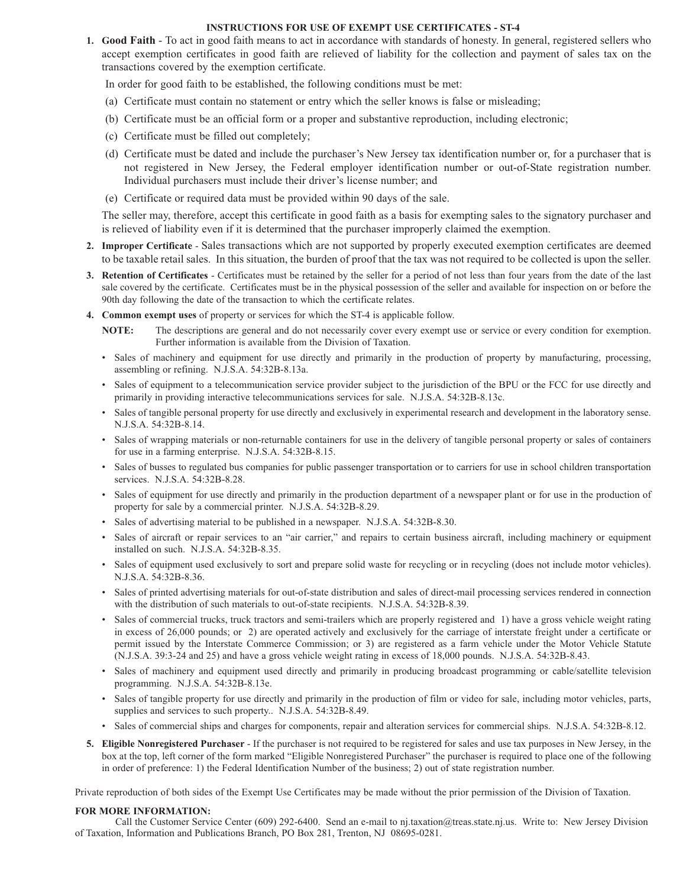## INSTRUCTIONS FOR USE OF EXEMPT USE CERTIFICATES - ST-4

1. **Good Faith** - To act in good faith means to act in accordance with standards of honesty. In general, registered sellers who accept exemption certificates in good faith are relieved of liability for the collection and payment of sales tax on the transactions covered by the exemption certificate.

   In order for good faith to be established, the following conditions must be met:

   (a) Certificate must contain no statement or entry which the seller knows is false or misleading;

   (b) Certificate must be an official form or a proper and substantive reproduction, including electronic;

   (c) Certificate must be filled out completely;

   (d) Certificate must be dated and include the purchaser's New Jersey tax identification number or, for a purchaser that is not registered in New Jersey, the Federal employer identification number or out-of-State registration number. Individual purchasers must include their driver's license number; and

   (e) Certificate or required data must be provided within 90 days of the sale.

   The seller may, therefore, accept this certificate in good faith as a basis for exempting sales to the signatory purchaser and is relieved of liability even if it is determined that the purchaser improperly claimed the exemption.

2. **Improper Certificate** - Sales transactions which are not supported by properly executed exemption certificates are deemed to be taxable retail sales. In this situation, the burden of proof that the tax was not required to be collected is upon the seller.

3. **Retention of Certificates** - Certificates must be retained by the seller for a period of not less than four years from the date of the last sale covered by the certificate. Certificates must be in the physical possession of the seller and available for inspection on or before the 90th day following the date of the transaction to which the certificate relates.

4. **Common exempt uses** of property or services for which the ST-4 is applicable follow.

   **NOTE:** The descriptions are general and do not necessarily cover every exempt use or service or every condition for exemption. Further information is available from the Division of Taxation.

   - Sales of machinery and equipment for use directly and primarily in the production of property by manufacturing, processing, assembling or refining. N.J.S.A. 54:32B-8.13a.
   - Sales of equipment to a telecommunication service provider subject to the jurisdiction of the BPU or the FCC for use directly and primarily in providing interactive telecommunications services for sale. N.J.S.A. 54:32B-8.13c.
   - Sales of tangible personal property for use directly and exclusively in experimental research and development in the laboratory sense. N.J.S.A. 54:32B-8.14.
   - Sales of wrapping materials or non-returnable containers for use in the delivery of tangible personal property or sales of containers for use in a farming enterprise. N.J.S.A. 54:32B-8.15.
   - Sales of busses to regulated bus companies for public passenger transportation or to carriers for use in school children transportation services. N.J.S.A. 54:32B-8.28.
   - Sales of equipment for use directly and primarily in the production department of a newspaper plant or for use in the production of property for sale by a commercial printer. N.J.S.A. 54:32B-8.29.
   - Sales of advertising material to be published in a newspaper. N.J.S.A. 54:32B-8.30.
   - Sales of aircraft or repair services to an "air carrier," and repairs to certain business aircraft, including machinery or equipment installed on such. N.J.S.A. 54:32B-8.35.
   - Sales of equipment used exclusively to sort and prepare solid waste for recycling or in recycling (does not include motor vehicles). N.J.S.A. 54:32B-8.36.
   - Sales of printed advertising materials for out-of-state distribution and sales of direct-mail processing services rendered in connection with the distribution of such materials to out-of-state recipients. N.J.S.A. 54:32B-8.39.
   - Sales of commercial trucks, truck tractors and semi-trailers which are properly registered and 1) have a gross vehicle weight rating in excess of 26,000 pounds; or 2) are operated actively and exclusively for the carriage of interstate freight under a certificate or permit issued by the Interstate Commerce Commission; or 3) are registered as a farm vehicle under the Motor Vehicle Statute (N.J.S.A. 39:3-24 and 25) and have a gross vehicle weight rating in excess of 18,000 pounds. N.J.S.A. 54:32B-8.43.
   - Sales of machinery and equipment used directly and primarily in producing broadcast programming or cable/satellite television programming. N.J.S.A. 54:32B-8.13e.
   - Sales of tangible property for use directly and primarily in the production of film or video for sale, including motor vehicles, parts, supplies and services to such property.. N.J.S.A. 54:32B-8.49.
   - Sales of commercial ships and charges for components, repair and alteration services for commercial ships. N.J.S.A. 54:32B-8.12.

5. **Eligible Nonregistered Purchaser** - If the purchaser is not required to be registered for sales and use tax purposes in New Jersey, in the box at the top, left corner of the form marked "Eligible Nonregistered Purchaser" the purchaser is required to place one of the following in order of preference: 1) the Federal Identification Number of the business; 2) out of state registration number.

Private reproduction of both sides of the Exempt Use Certificates may be made without the prior permission of the Division of Taxation.

**FOR MORE INFORMATION:**

Call the Customer Service Center (609) 292-6400. Send an e-mail to nj.taxation@treas.state.nj.us. Write to: New Jersey Division of Taxation, Information and Publications Branch, PO Box 281, Trenton, NJ 08695-0281.